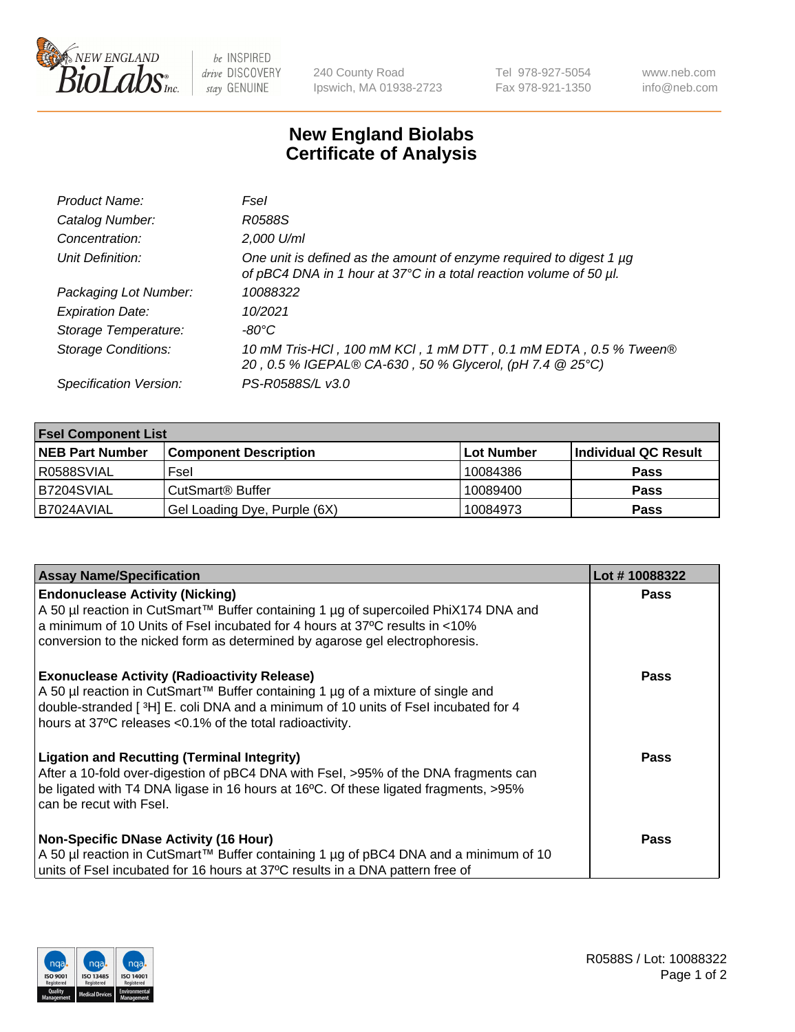# New England Biolabs
# Certificate of Analysis

| | |
|---|---|
| *Product Name:* | *FseI* |
| *Catalog Number:* | *R0588S* |
| *Concentration:* | *2,000 U/ml* |
| *Unit Definition:* | *One unit is defined as the amount of enzyme required to digest 1 µg of pBC4 DNA in 1 hour at 37°C in a total reaction volume of 50 µl.* |
| *Packaging Lot Number:* | *10088322* |
| *Expiration Date:* | *10/2021* |
| *Storage Temperature:* | *-80°C* |
| *Storage Conditions:* | *10 mM Tris-HCl , 100 mM KCl , 1 mM DTT , 0.1 mM EDTA , 0.5 % Tween® 20 , 0.5 % IGEPAL® CA-630 , 50 % Glycerol, (pH 7.4 @ 25°C)* |
| *Specification Version:* | *PS-R0588S/L v3.0* |

| FseI Component List | | | |
|---|---|---|---|
| **NEB Part Number** | **Component Description** | **Lot Number** | **Individual QC Result** |
| R0588SVIAL | FseI | 10084386 | **Pass** |
| B7204SVIAL | CutSmart® Buffer | 10089400 | **Pass** |
| B7024AVIAL | Gel Loading Dye, Purple (6X) | 10084973 | **Pass** |

| Assay Name/Specification | Lot # 10088322 |
|---|---|
| **Endonuclease Activity (Nicking)** A 50 µl reaction in CutSmart™ Buffer containing 1 µg of supercoiled PhiX174 DNA and a minimum of 10 Units of FseI incubated for 4 hours at 37ºC results in <10% conversion to the nicked form as determined by agarose gel electrophoresis. | **Pass** |
| **Exonuclease Activity (Radioactivity Release)** A 50 µl reaction in CutSmart™ Buffer containing 1 µg of a mixture of single and double-stranded [ $^{3}$H] E. coli DNA and a minimum of 10 units of FseI incubated for 4 hours at 37ºC releases <0.1% of the total radioactivity. | **Pass** |
| **Ligation and Recutting (Terminal Integrity)** After a 10-fold over-digestion of pBC4 DNA with FseI, >95% of the DNA fragments can be ligated with T4 DNA ligase in 16 hours at 16ºC. Of these ligated fragments, >95% can be recut with FseI. | **Pass** |
| **Non-Specific DNase Activity (16 Hour)** A 50 µl reaction in CutSmart™ Buffer containing 1 µg of pBC4 DNA and a minimum of 10 units of FseI incubated for 16 hours at 37ºC results in a DNA pattern free of | **Pass** |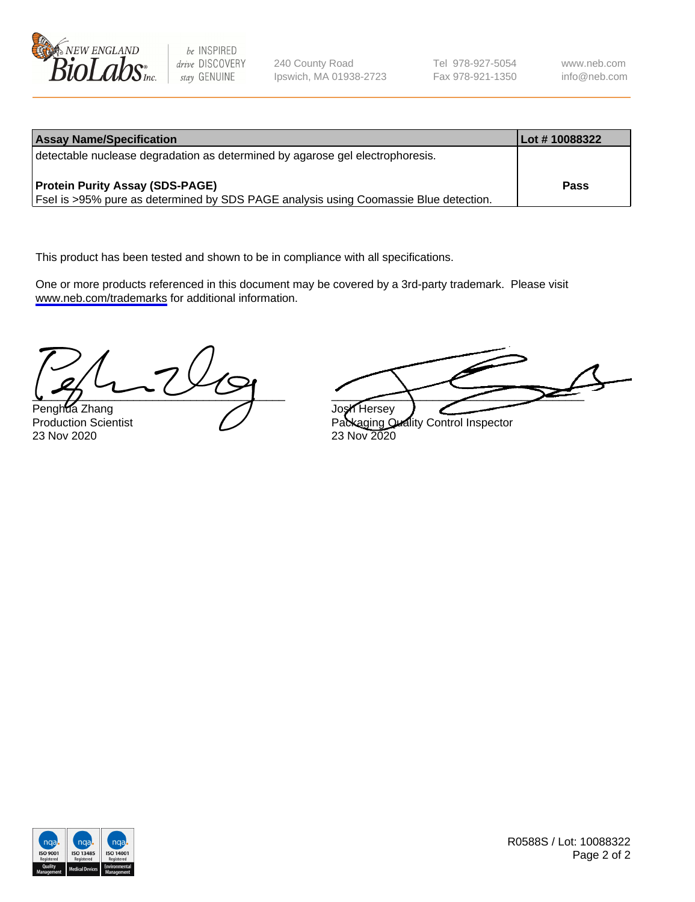| Assay Name/Specification | Lot # 10088322 |
| --- | --- |
| detectable nuclease degradation as determined by agarose gel electrophoresis. | |
| **Protein Purity Assay (SDS-PAGE)**<br>FseI is >95% pure as determined by SDS PAGE analysis using Coomassie Blue detection. | **Pass** |

This product has been tested and shown to be in compliance with all specifications.

One or more products referenced in this document may be covered by a 3rd-party trademark. Please visit www.neb.com/trademarks for additional information.

Penghua Zhang
Production Scientist
23 Nov 2020

Josh Hersey
Packaging Quality Control Inspector
23 Nov 2020

R0588S / Lot: 10088322